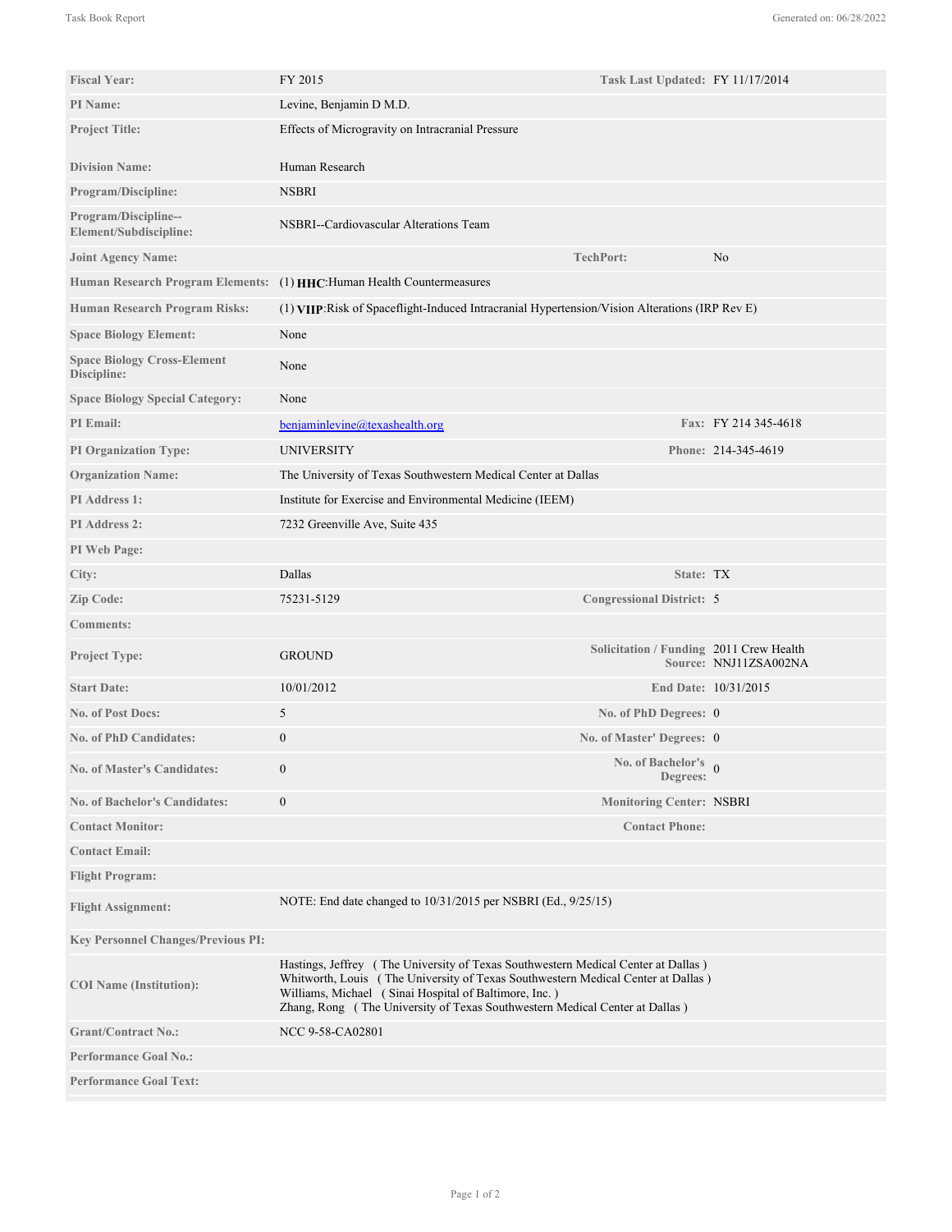| | | | |
|---|---|---|---|
| **Fiscal Year:** | FY 2015 | **Task Last Updated:** | FY 11/17/2014 |
| **PI Name:** | Levine, Benjamin D M.D. | | |
| **Project Title:** | Effects of Microgravity on Intracranial Pressure | | |
| **Division Name:** | Human Research | | |
| **Program/Discipline:** | NSBRI | | |
| **Program/Discipline--Element/Subdiscipline:** | NSBRI--Cardiovascular Alterations Team | | |
| **Joint Agency Name:** | | **TechPort:** | No |
| **Human Research Program Elements:** | (1) **HHC**:Human Health Countermeasures | | |
| **Human Research Program Risks:** | (1) **VIIP**:Risk of Spaceflight-Induced Intracranial Hypertension/Vision Alterations (IRP Rev E) | | |
| **Space Biology Element:** | None | | |
| **Space Biology Cross-Element Discipline:** | None | | |
| **Space Biology Special Category:** | None | | |
| **PI Email:** | benjaminlevine@texashealth.org | **Fax:** | FY 214 345-4618 |
| **PI Organization Type:** | UNIVERSITY | **Phone:** | 214-345-4619 |
| **Organization Name:** | The University of Texas Southwestern Medical Center at Dallas | | |
| **PI Address 1:** | Institute for Exercise and Environmental Medicine (IEEM) | | |
| **PI Address 2:** | 7232 Greenville Ave, Suite 435 | | |
| **PI Web Page:** | | | |
| **City:** | Dallas | **State:** | TX |
| **Zip Code:** | 75231-5129 | **Congressional District:** | 5 |
| **Comments:** | | | |
| **Project Type:** | GROUND | **Solicitation / Funding Source:** | 2011 Crew Health NNJ11ZSA002NA |
| **Start Date:** | 10/01/2012 | **End Date:** | 10/31/2015 |
| **No. of Post Docs:** | 5 | **No. of PhD Degrees:** | 0 |
| **No. of PhD Candidates:** | 0 | **No. of Master' Degrees:** | 0 |
| **No. of Master's Candidates:** | 0 | **No. of Bachelor's Degrees:** | 0 |
| **No. of Bachelor's Candidates:** | 0 | **Monitoring Center:** | NSBRI |
| **Contact Monitor:** | | **Contact Phone:** | |
| **Contact Email:** | | | |
| **Flight Program:** | | | |
| **Flight Assignment:** | NOTE: End date changed to 10/31/2015 per NSBRI (Ed., 9/25/15) | | |
| **Key Personnel Changes/Previous PI:** | | | |
| **COI Name (Institution):** | Hastings, Jeffrey ( The University of Texas Southwestern Medical Center at Dallas )<br>Whitworth, Louis ( The University of Texas Southwestern Medical Center at Dallas )<br>Williams, Michael ( Sinai Hospital of Baltimore, Inc. )<br>Zhang, Rong ( The University of Texas Southwestern Medical Center at Dallas ) | | |
| **Grant/Contract No.:** | NCC 9-58-CA02801 | | |
| **Performance Goal No.:** | | | |
| **Performance Goal Text:** | | | |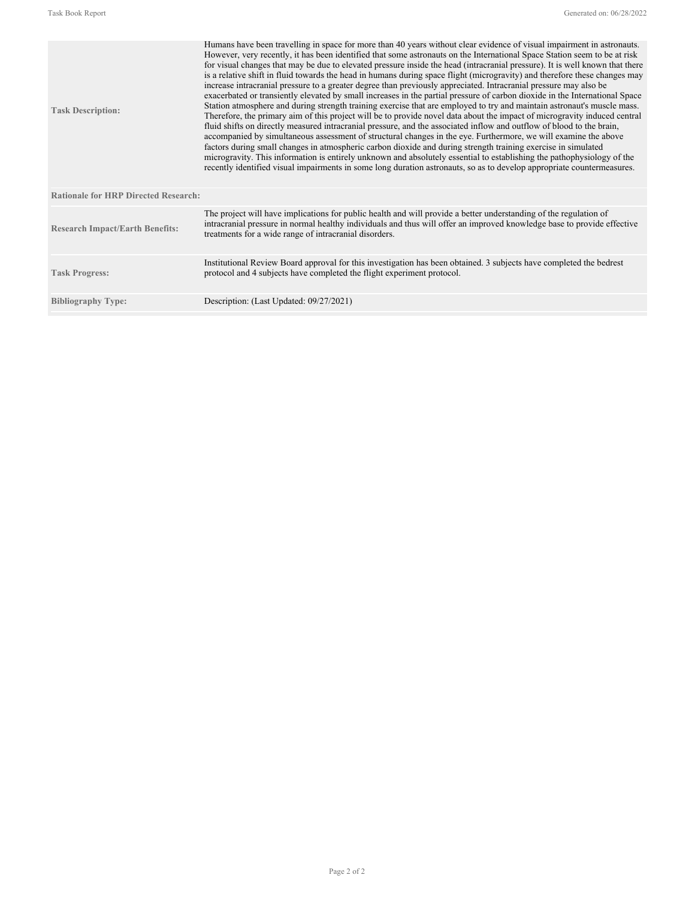| | |
|---|---|
| **Task Description:** | Humans have been travelling in space for more than 40 years without clear evidence of visual impairment in astronauts. However, very recently, it has been identified that some astronauts on the International Space Station seem to be at risk for visual changes that may be due to elevated pressure inside the head (intracranial pressure). It is well known that there is a relative shift in fluid towards the head in humans during space flight (microgravity) and therefore these changes may increase intracranial pressure to a greater degree than previously appreciated. Intracranial pressure may also be exacerbated or transiently elevated by small increases in the partial pressure of carbon dioxide in the International Space Station atmosphere and during strength training exercise that are employed to try and maintain astronaut's muscle mass. Therefore, the primary aim of this project will be to provide novel data about the impact of microgravity induced central fluid shifts on directly measured intracranial pressure, and the associated inflow and outflow of blood to the brain, accompanied by simultaneous assessment of structural changes in the eye. Furthermore, we will examine the above factors during small changes in atmospheric carbon dioxide and during strength training exercise in simulated microgravity. This information is entirely unknown and absolutely essential to establishing the pathophysiology of the recently identified visual impairments in some long duration astronauts, so as to develop appropriate countermeasures. |
| **Rationale for HRP Directed Research:** | |
| **Research Impact/Earth Benefits:** | The project will have implications for public health and will provide a better understanding of the regulation of intracranial pressure in normal healthy individuals and thus will offer an improved knowledge base to provide effective treatments for a wide range of intracranial disorders. |
| **Task Progress:** | Institutional Review Board approval for this investigation has been obtained. 3 subjects have completed the bedrest protocol and 4 subjects have completed the flight experiment protocol. |
| **Bibliography Type:** | Description: (Last Updated: 09/27/2021) |